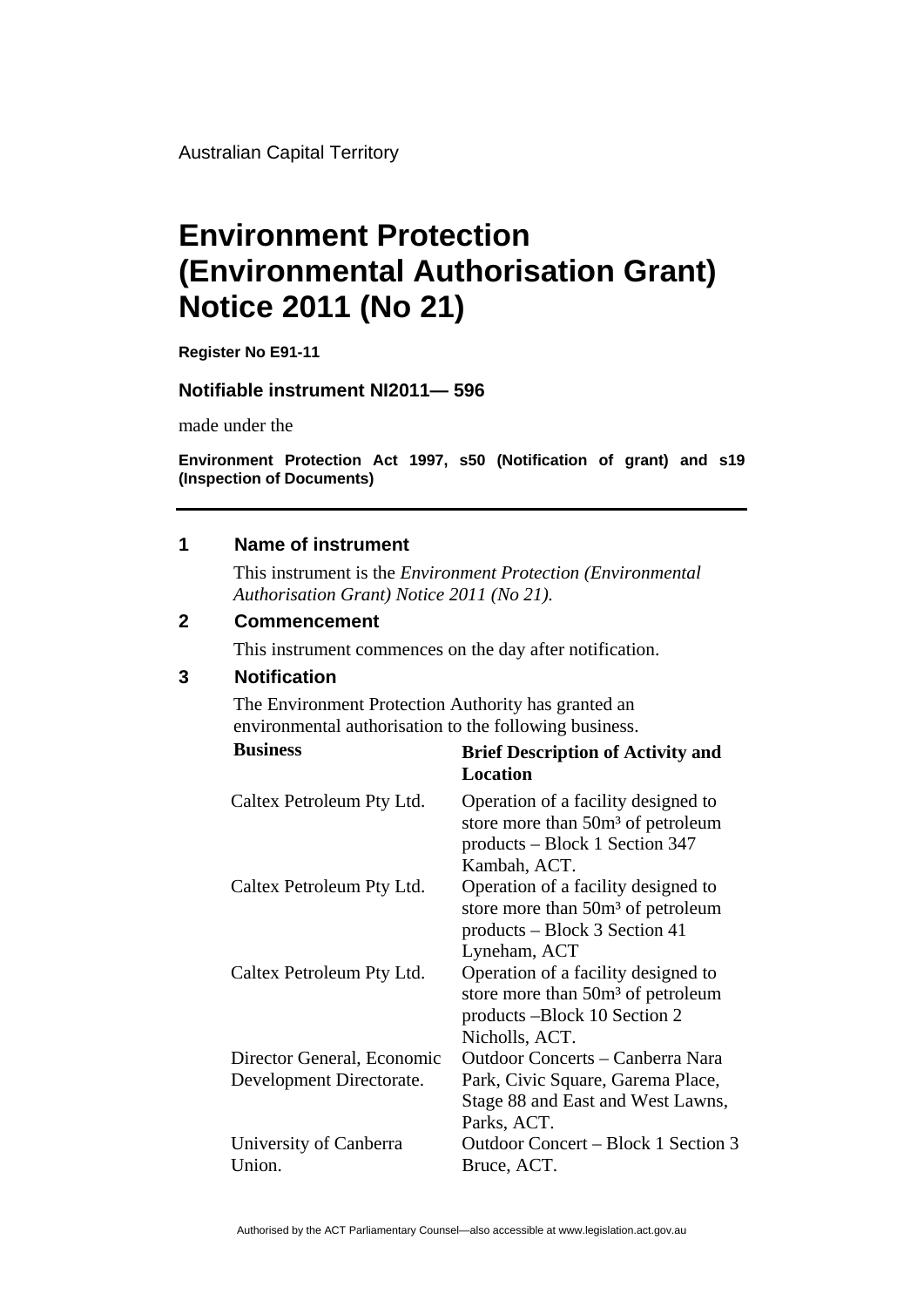Australian Capital Territory

# Environment Protection (Environmental Authorisation Grant) Notice 2011 (No 21)

**Register No E91-11**

**Notifiable instrument NI2011— 596**

made under the

**Environment Protection Act 1997, s50 (Notification of grant) and s19 (Inspection of Documents)**

---

## 1 Name of instrument

This instrument is the *Environment Protection (Environmental Authorisation Grant) Notice 2011 (No 21).*

## 2 Commencement

This instrument commences on the day after notification.

## 3 Notification

The Environment Protection Authority has granted an environmental authorisation to the following business.

| Business | Brief Description of Activity and Location |
|---|---|
| Caltex Petroleum Pty Ltd. | Operation of a facility designed to store more than $50m^3$ of petroleum products – Block 1 Section 347 Kambah, ACT. |
| Caltex Petroleum Pty Ltd. | Operation of a facility designed to store more than $50m^3$ of petroleum products – Block 3 Section 41 Lyneham, ACT |
| Caltex Petroleum Pty Ltd. | Operation of a facility designed to store more than $50m^3$ of petroleum products –Block 10 Section 2 Nicholls, ACT. |
| Director General, Economic Development Directorate. | Outdoor Concerts – Canberra Nara Park, Civic Square, Garema Place, Stage 88 and East and West Lawns, Parks, ACT. |
| University of Canberra Union. | Outdoor Concert – Block 1 Section 3 Bruce, ACT. |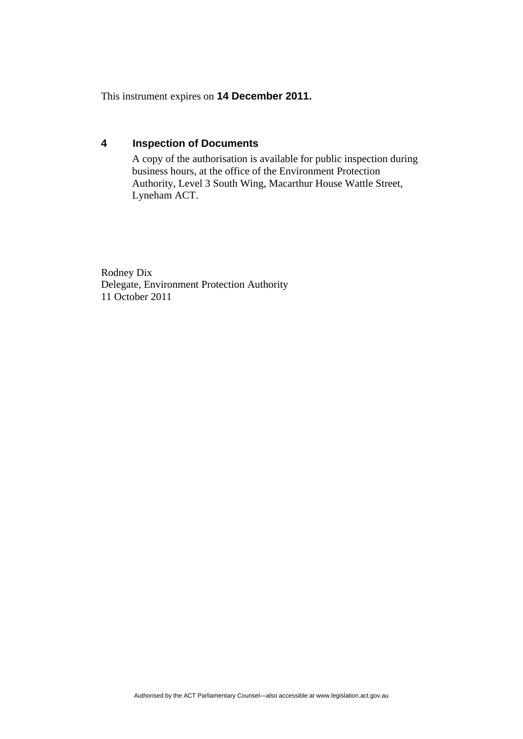This instrument expires on **14 December 2011.**

## 4 Inspection of Documents

A copy of the authorisation is available for public inspection during business hours, at the office of the Environment Protection Authority, Level 3 South Wing, Macarthur House Wattle Street, Lyneham ACT.

Rodney Dix
Delegate, Environment Protection Authority
11 October 2011